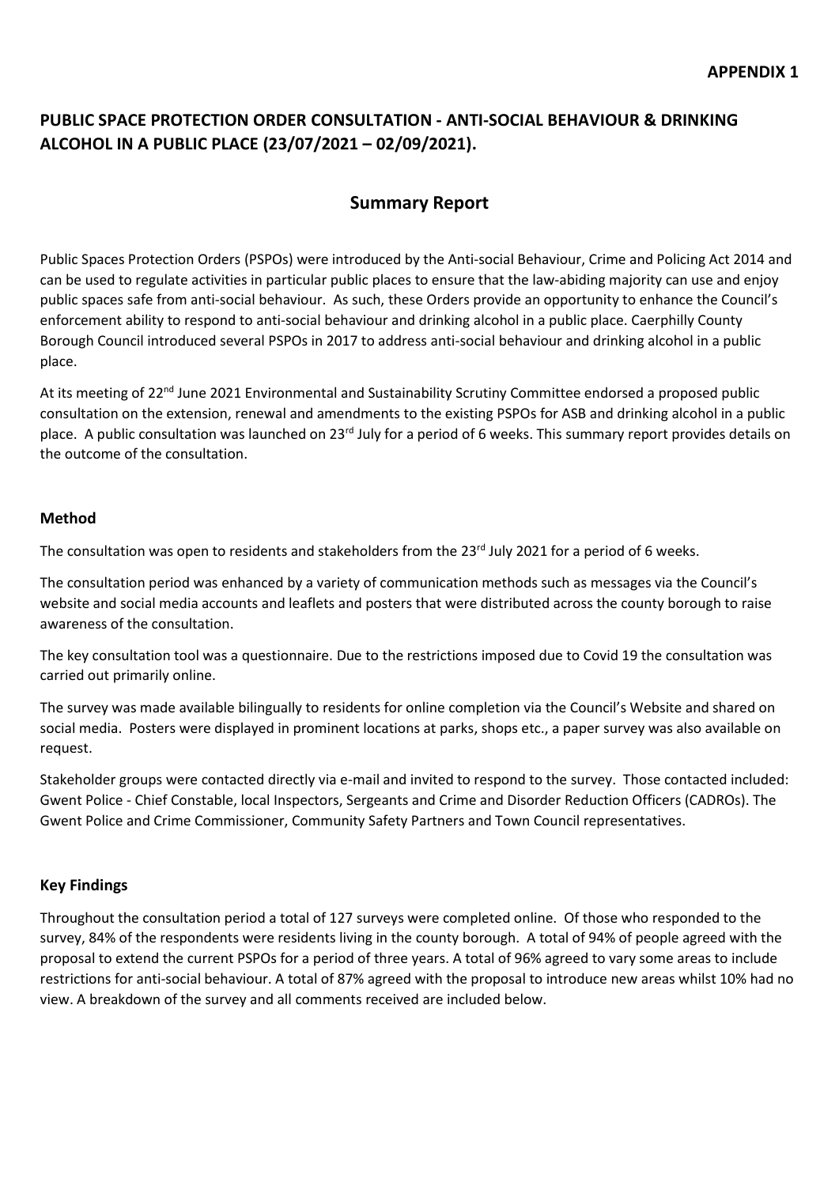**APPENDIX 1**

# PUBLIC SPACE PROTECTION ORDER CONSULTATION - ANTI-SOCIAL BEHAVIOUR & DRINKING ALCOHOL IN A PUBLIC PLACE (23/07/2021 – 02/09/2021).

## Summary Report

Public Spaces Protection Orders (PSPOs) were introduced by the Anti-social Behaviour, Crime and Policing Act 2014 and can be used to regulate activities in particular public places to ensure that the law-abiding majority can use and enjoy public spaces safe from anti-social behaviour. As such, these Orders provide an opportunity to enhance the Council's enforcement ability to respond to anti-social behaviour and drinking alcohol in a public place. Caerphilly County Borough Council introduced several PSPOs in 2017 to address anti-social behaviour and drinking alcohol in a public place.

At its meeting of 22nd June 2021 Environmental and Sustainability Scrutiny Committee endorsed a proposed public consultation on the extension, renewal and amendments to the existing PSPOs for ASB and drinking alcohol in a public place. A public consultation was launched on 23rd July for a period of 6 weeks. This summary report provides details on the outcome of the consultation.

### Method

The consultation was open to residents and stakeholders from the 23rd July 2021 for a period of 6 weeks.

The consultation period was enhanced by a variety of communication methods such as messages via the Council's website and social media accounts and leaflets and posters that were distributed across the county borough to raise awareness of the consultation.

The key consultation tool was a questionnaire. Due to the restrictions imposed due to Covid 19 the consultation was carried out primarily online.

The survey was made available bilingually to residents for online completion via the Council's Website and shared on social media. Posters were displayed in prominent locations at parks, shops etc., a paper survey was also available on request.

Stakeholder groups were contacted directly via e-mail and invited to respond to the survey. Those contacted included: Gwent Police - Chief Constable, local Inspectors, Sergeants and Crime and Disorder Reduction Officers (CADROs). The Gwent Police and Crime Commissioner, Community Safety Partners and Town Council representatives.

### Key Findings

Throughout the consultation period a total of 127 surveys were completed online. Of those who responded to the survey, 84% of the respondents were residents living in the county borough. A total of 94% of people agreed with the proposal to extend the current PSPOs for a period of three years. A total of 96% agreed to vary some areas to include restrictions for anti-social behaviour. A total of 87% agreed with the proposal to introduce new areas whilst 10% had no view. A breakdown of the survey and all comments received are included below.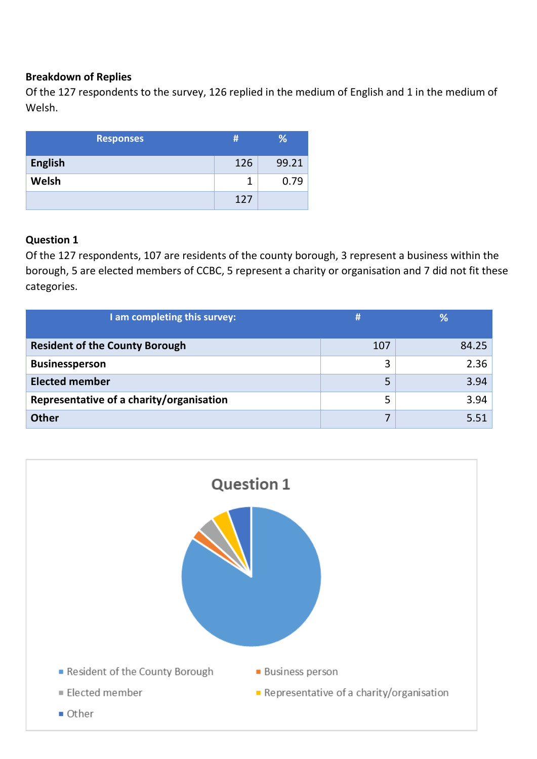**Breakdown of Replies**

Of the 127 respondents to the survey, 126 replied in the medium of English and 1 in the medium of Welsh.

| Responses | # | % |
|---|---|---|
| **English** | 126 | 99.21 |
| **Welsh** | 1 | 0.79 |
| | 127 | |

**Question 1**

Of the 127 respondents, 107 are residents of the county borough, 3 represent a business within the borough, 5 are elected members of CCBC, 5 represent a charity or organisation and 7 did not fit these categories.

| I am completing this survey: | # | % |
|---|---|---|
| **Resident of the County Borough** | 107 | 84.25 |
| **Businessperson** | 3 | 2.36 |
| **Elected member** | 5 | 3.94 |
| **Representative of a charity/organisation** | 5 | 3.94 |
| **Other** | 7 | 5.51 |

**Question 1**

- Resident of the County Borough
- Business person
- Elected member
- Representative of a charity/organisation
- Other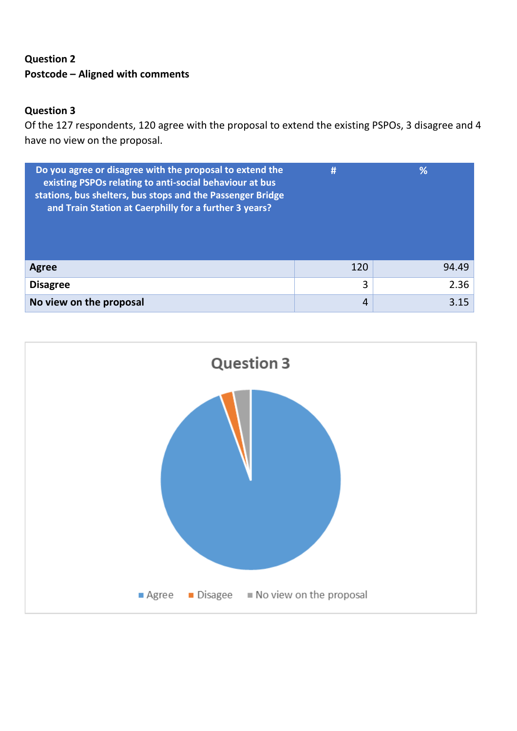**Question 2**
**Postcode – Aligned with comments**

**Question 3**
Of the 127 respondents, 120 agree with the proposal to extend the existing PSPOs, 3 disagree and 4 have no view on the proposal.

| Do you agree or disagree with the proposal to extend the existing PSPOs relating to anti-social behaviour at bus stations, bus shelters, bus stops and the Passenger Bridge and Train Station at Caerphilly for a further 3 years? | # | % |
|---|---|---|
| **Agree** | 120 | 94.49 |
| **Disagree** | 3 | 2.36 |
| **No view on the proposal** | 4 | 3.15 |

Question 3

Agree  Disagee  No view on the proposal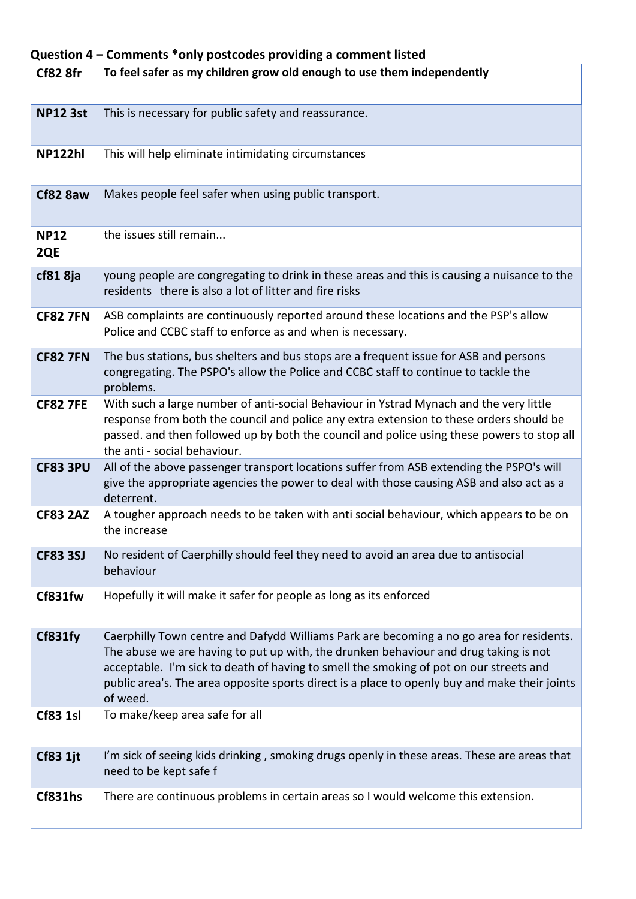**Question 4 – Comments *only postcodes providing a comment listed**

| | |
|---|---|
| **Cf82 8fr** | **To feel safer as my children grow old enough to use them independently** |
| **NP12 3st** | This is necessary for public safety and reassurance. |
| **NP122hl** | This will help eliminate intimidating circumstances |
| **Cf82 8aw** | Makes people feel safer when using public transport. |
| **NP12 2QE** | the issues still remain... |
| **cf81 8ja** | young people are congregating to drink in these areas and this is causing a nuisance to the residents  there is also a lot of litter and fire risks |
| **CF82 7FN** | ASB complaints are continuously reported around these locations and the PSP's allow Police and CCBC staff to enforce as and when is necessary. |
| **CF82 7FN** | The bus stations, bus shelters and bus stops are a frequent issue for ASB and persons congregating. The PSPO's allow the Police and CCBC staff to continue to tackle the problems. |
| **CF82 7FE** | With such a large number of anti-social Behaviour in Ystrad Mynach and the very little response from both the council and police any extra extension to these orders should be passed. and then followed up by both the council and police using these powers to stop all the anti - social behaviour. |
| **CF83 3PU** | All of the above passenger transport locations suffer from ASB extending the PSPO's will give the appropriate agencies the power to deal with those causing ASB and also act as a deterrent. |
| **CF83 2AZ** | A tougher approach needs to be taken with anti social behaviour, which appears to be on the increase |
| **CF83 3SJ** | No resident of Caerphilly should feel they need to avoid an area due to antisocial behaviour |
| **Cf831fw** | Hopefully it will make it safer for people as long as its enforced |
| **Cf831fy** | Caerphilly Town centre and Dafydd Williams Park are becoming a no go area for residents. The abuse we are having to put up with, the drunken behaviour and drug taking is not acceptable.  I'm sick to death of having to smell the smoking of pot on our streets and public area's. The area opposite sports direct is a place to openly buy and make their joints of weed. |
| **Cf83 1sl** | To make/keep area safe for all |
| **Cf83 1jt** | I'm sick of seeing kids drinking , smoking drugs openly in these areas. These are areas that need to be kept safe f |
| **Cf831hs** | There are continuous problems in certain areas so I would welcome this extension. |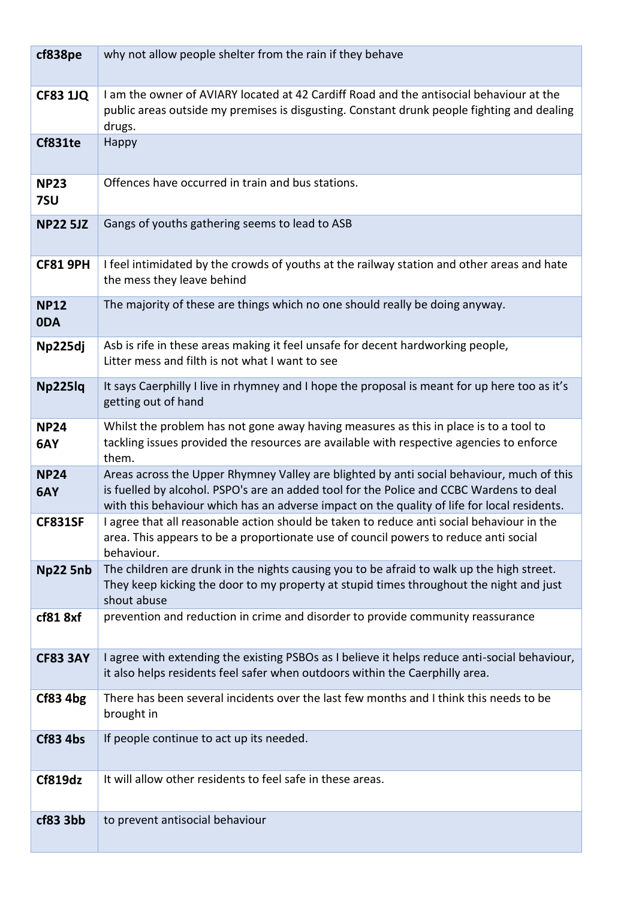| | |
|---|---|
| **cf838pe** | why not allow people shelter from the rain if they behave |
| **CF83 1JQ** | I am the owner of AVIARY located at 42 Cardiff Road and the antisocial behaviour at the public areas outside my premises is disgusting. Constant drunk people fighting and dealing drugs. |
| **Cf831te** | Happy |
| **NP23 7SU** | Offences have occurred in train and bus stations. |
| **NP22 5JZ** | Gangs of youths gathering seems to lead to ASB |
| **CF81 9PH** | I feel intimidated by the crowds of youths at the railway station and other areas and hate the mess they leave behind |
| **NP12 0DA** | The majority of these are things which no one should really be doing anyway. |
| **Np225dj** | Asb is rife in these areas making it feel unsafe for decent hardworking people, Litter mess and filth is not what I want to see |
| **Np225lq** | It says Caerphilly I live in rhymney and I hope the proposal is meant for up here too as it's getting out of hand |
| **NP24 6AY** | Whilst the problem has not gone away having measures as this in place is to a tool to tackling issues provided the resources are available with respective agencies to enforce them. |
| **NP24 6AY** | Areas across the Upper Rhymney Valley are blighted by anti social behaviour, much of this is fuelled by alcohol. PSPO's are an added tool for the Police and CCBC Wardens to deal with this behaviour which has an adverse impact on the quality of life for local residents. |
| **CF831SF** | I agree that all reasonable action should be taken to reduce anti social behaviour in the area. This appears to be a proportionate use of council powers to reduce anti social behaviour. |
| **Np22 5nb** | The children are drunk in the nights causing you to be afraid to walk up the high street. They keep kicking the door to my property at stupid times throughout the night and just shout abuse |
| **cf81 8xf** | prevention and reduction in crime and disorder to provide community reassurance |
| **CF83 3AY** | I agree with extending the existing PSBOs as I believe it helps reduce anti-social behaviour, it also helps residents feel safer when outdoors within the Caerphilly area. |
| **Cf83 4bg** | There has been several incidents over the last few months and I think this needs to be brought in |
| **Cf83 4bs** | If people continue to act up its needed. |
| **Cf819dz** | It will allow other residents to feel safe in these areas. |
| **cf83 3bb** | to prevent antisocial behaviour |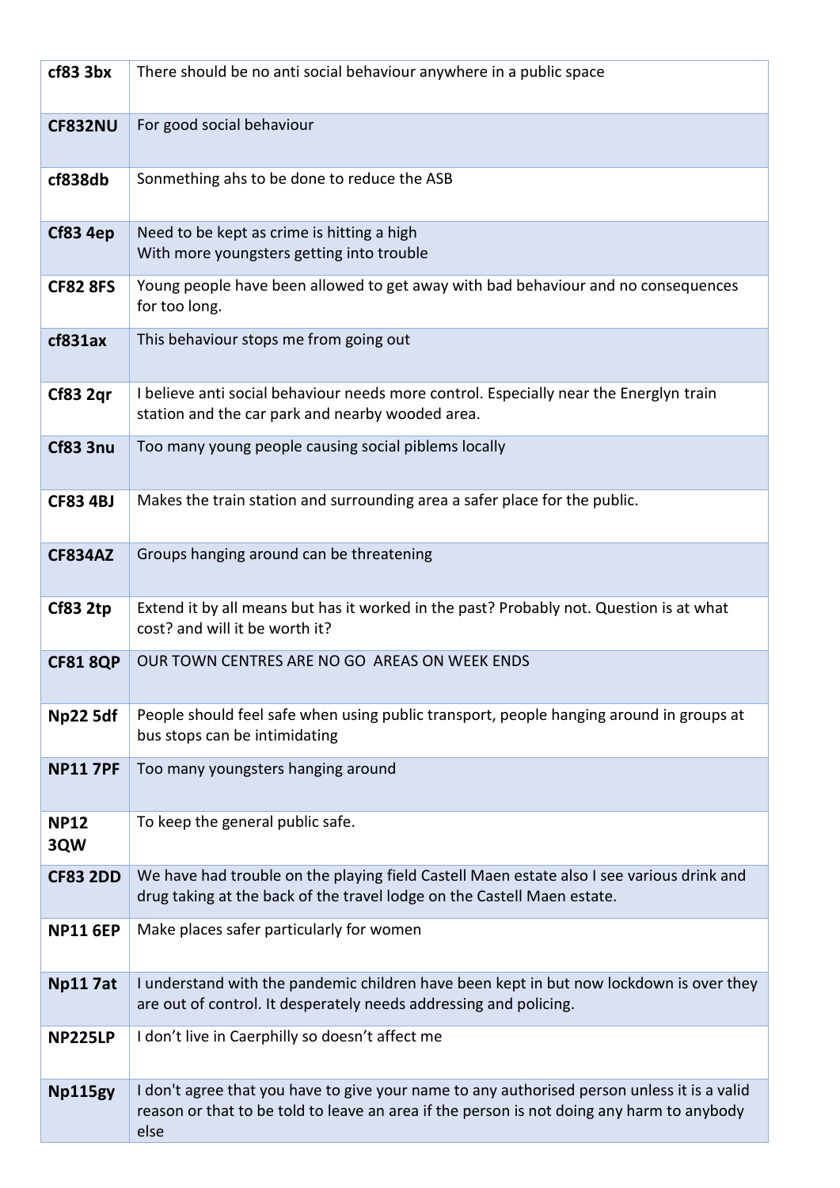| | |
|---|---|
| **cf83 3bx** | There should be no anti social behaviour anywhere in a public space |
| **CF832NU** | For good social behaviour |
| **cf838db** | Sonmething ahs to be done to reduce the ASB |
| **Cf83 4ep** | Need to be kept as crime is hitting a high<br>With more youngsters getting into trouble |
| **CF82 8FS** | Young people have been allowed to get away with bad behaviour and no consequences for too long. |
| **cf831ax** | This behaviour stops me from going out |
| **Cf83 2qr** | I believe anti social behaviour needs more control. Especially near the Energlyn train station and the car park and nearby wooded area. |
| **Cf83 3nu** | Too many young people causing social piblems locally |
| **CF83 4BJ** | Makes the train station and surrounding area a safer place for the public. |
| **CF834AZ** | Groups hanging around can be threatening |
| **Cf83 2tp** | Extend it by all means but has it worked in the past? Probably not. Question is at what cost? and will it be worth it? |
| **CF81 8QP** | OUR TOWN CENTRES ARE NO GO AREAS ON WEEK ENDS |
| **Np22 5df** | People should feel safe when using public transport, people hanging around in groups at bus stops can be intimidating |
| **NP11 7PF** | Too many youngsters hanging around |
| **NP12 3QW** | To keep the general public safe. |
| **CF83 2DD** | We have had trouble on the playing field Castell Maen estate also I see various drink and drug taking at the back of the travel lodge on the Castell Maen estate. |
| **NP11 6EP** | Make places safer particularly for women |
| **Np11 7at** | I understand with the pandemic children have been kept in but now lockdown is over they are out of control. It desperately needs addressing and policing. |
| **NP225LP** | I don't live in Caerphilly so doesn't affect me |
| **Np115gy** | I don't agree that you have to give your name to any authorised person unless it is a valid reason or that to be told to leave an area if the person is not doing any harm to anybody else |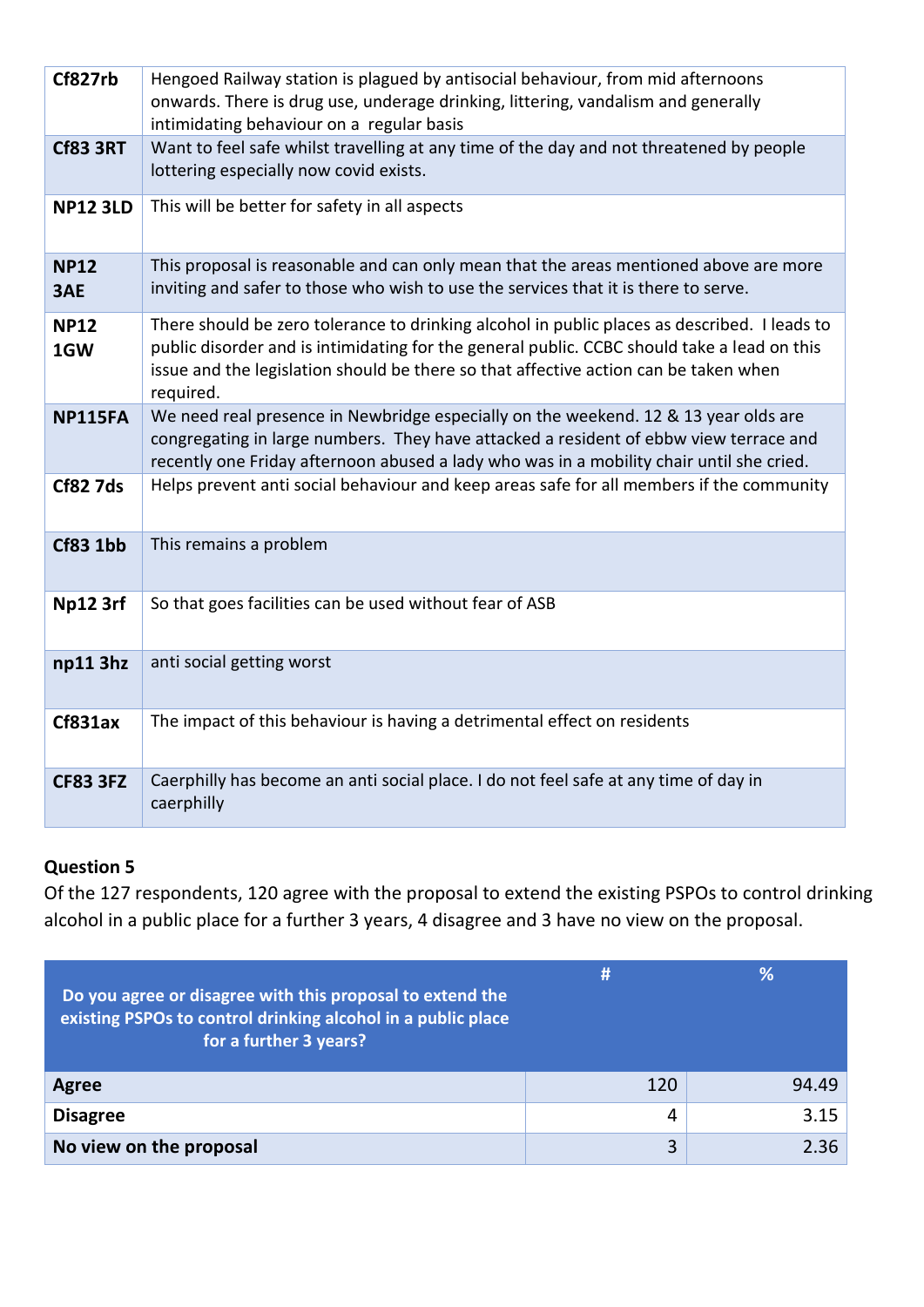| | |
|---|---|
| **Cf827rb** | Hengoed Railway station is plagued by antisocial behaviour, from mid afternoons onwards. There is drug use, underage drinking, littering, vandalism and generally intimidating behaviour on a regular basis |
| **Cf83 3RT** | Want to feel safe whilst travelling at any time of the day and not threatened by people lottering especially now covid exists. |
| **NP12 3LD** | This will be better for safety in all aspects |
| **NP12 3AE** | This proposal is reasonable and can only mean that the areas mentioned above are more inviting and safer to those who wish to use the services that it is there to serve. |
| **NP12 1GW** | There should be zero tolerance to drinking alcohol in public places as described. I leads to public disorder and is intimidating for the general public. CCBC should take a lead on this issue and the legislation should be there so that affective action can be taken when required. |
| **NP115FA** | We need real presence in Newbridge especially on the weekend. 12 & 13 year olds are congregating in large numbers. They have attacked a resident of ebbw view terrace and recently one Friday afternoon abused a lady who was in a mobility chair until she cried. |
| **Cf82 7ds** | Helps prevent anti social behaviour and keep areas safe for all members if the community |
| **Cf83 1bb** | This remains a problem |
| **Np12 3rf** | So that goes facilities can be used without fear of ASB |
| **np11 3hz** | anti social getting worst |
| **Cf831ax** | The impact of this behaviour is having a detrimental effect on residents |
| **CF83 3FZ** | Caerphilly has become an anti social place. I do not feel safe at any time of day in caerphilly |

**Question 5**

Of the 127 respondents, 120 agree with the proposal to extend the existing PSPOs to control drinking alcohol in a public place for a further 3 years, 4 disagree and 3 have no view on the proposal.

| Do you agree or disagree with this proposal to extend the existing PSPOs to control drinking alcohol in a public place for a further 3 years? | # | % |
|---|---|---|
| **Agree** | 120 | 94.49 |
| **Disagree** | 4 | 3.15 |
| **No view on the proposal** | 3 | 2.36 |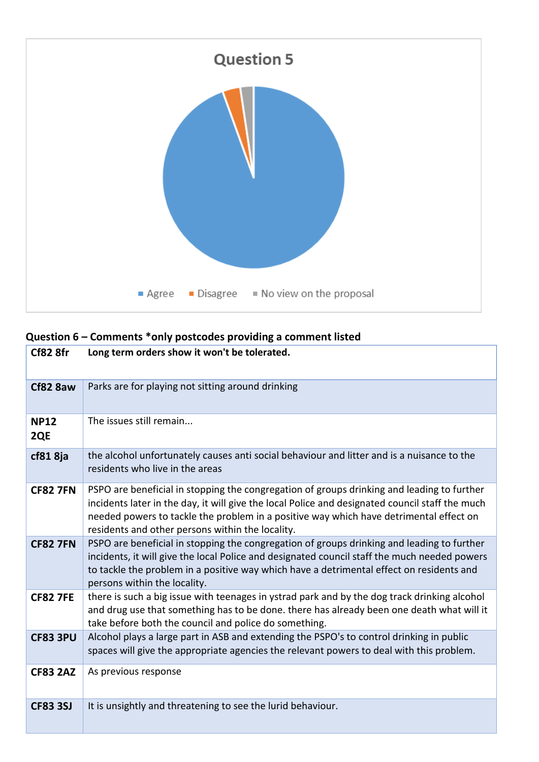## Question 5

Agree | Disagree | No view on the proposal

**Question 6 – Comments *only postcodes providing a comment listed**

| | |
|---|---|
| **Cf82 8fr** | **Long term orders show it won't be tolerated.** |
| **Cf82 8aw** | Parks are for playing not sitting around drinking |
| **NP12 2QE** | The issues still remain... |
| **cf81 8ja** | the alcohol unfortunately causes anti social behaviour and litter and is a nuisance to the residents who live in the areas |
| **CF82 7FN** | PSPO are beneficial in stopping the congregation of groups drinking and leading to further incidents later in the day, it will give the local Police and designated council staff the much needed powers to tackle the problem in a positive way which have detrimental effect on residents and other persons within the locality. |
| **CF82 7FN** | PSPO are beneficial in stopping the congregation of groups drinking and leading to further incidents, it will give the local Police and designated council staff the much needed powers to tackle the problem in a positive way which have a detrimental effect on residents and persons within the locality. |
| **CF82 7FE** | there is such a big issue with teenages in ystrad park and by the dog track drinking alcohol and drug use that something has to be done. there has already been one death what will it take before both the council and police do something. |
| **CF83 3PU** | Alcohol plays a large part in ASB and extending the PSPO's to control drinking in public spaces will give the appropriate agencies the relevant powers to deal with this problem. |
| **CF83 2AZ** | As previous response |
| **CF83 3SJ** | It is unsightly and threatening to see the lurid behaviour. |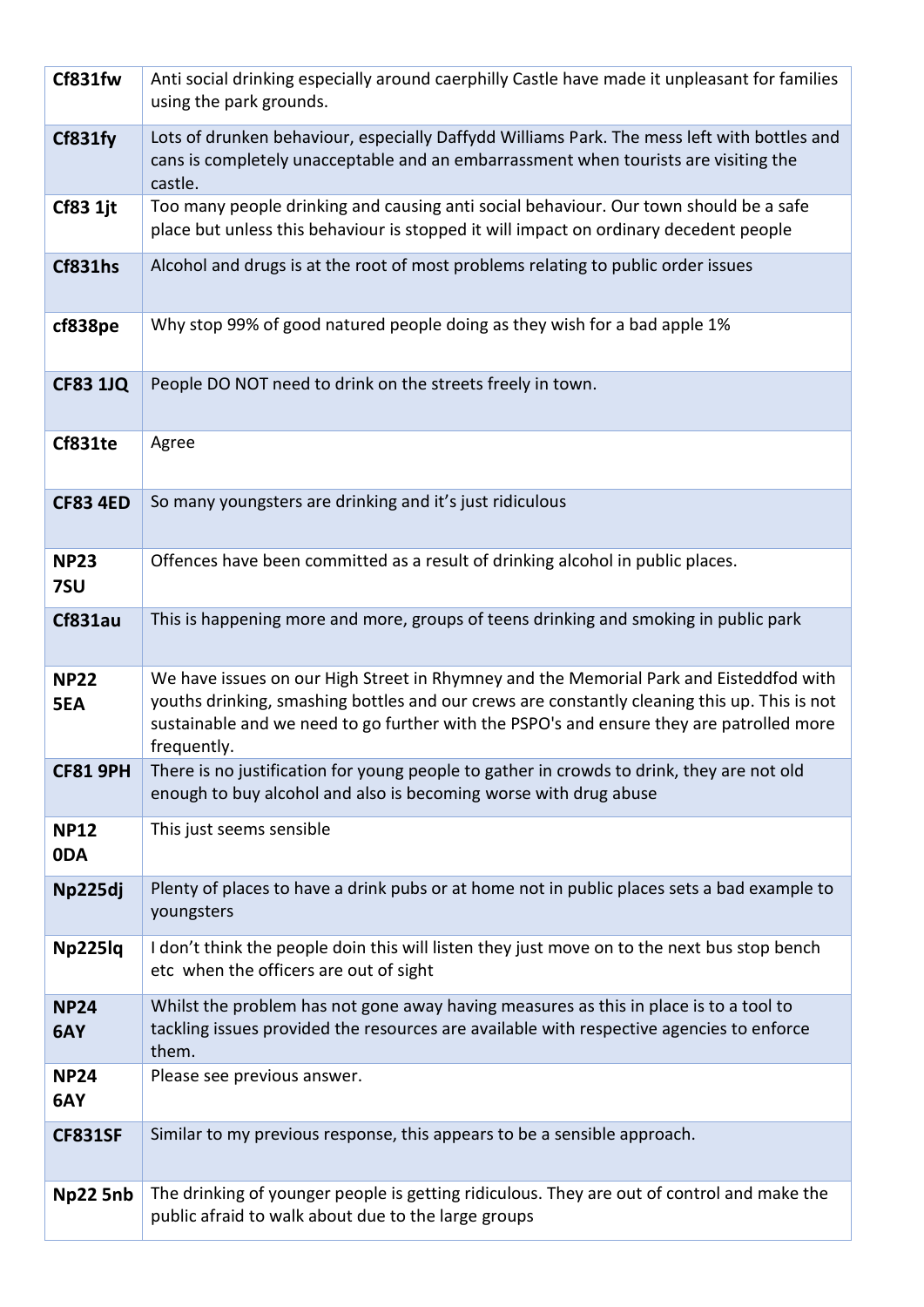| | |
|---|---|
| **Cf831fw** | Anti social drinking especially around caerphilly Castle have made it unpleasant for families using the park grounds. |
| **Cf831fy** | Lots of drunken behaviour, especially Daffydd Williams Park. The mess left with bottles and cans is completely unacceptable and an embarrassment when tourists are visiting the castle. |
| **Cf83 1jt** | Too many people drinking and causing anti social behaviour. Our town should be a safe place but unless this behaviour is stopped it will impact on ordinary decedent people |
| **Cf831hs** | Alcohol and drugs is at the root of most problems relating to public order issues |
| **cf838pe** | Why stop 99% of good natured people doing as they wish for a bad apple 1% |
| **CF83 1JQ** | People DO NOT need to drink on the streets freely in town. |
| **Cf831te** | Agree |
| **CF83 4ED** | So many youngsters are drinking and it's just ridiculous |
| **NP23 7SU** | Offences have been committed as a result of drinking alcohol in public places. |
| **Cf831au** | This is happening more and more, groups of teens drinking and smoking in public park |
| **NP22 5EA** | We have issues on our High Street in Rhymney and the Memorial Park and Eisteddfod with youths drinking, smashing bottles and our crews are constantly cleaning this up. This is not sustainable and we need to go further with the PSPO's and ensure they are patrolled more frequently. |
| **CF81 9PH** | There is no justification for young people to gather in crowds to drink, they are not old enough to buy alcohol and also is becoming worse with drug abuse |
| **NP12 0DA** | This just seems sensible |
| **Np225dj** | Plenty of places to have a drink pubs or at home not in public places sets a bad example to youngsters |
| **Np225lq** | I don't think the people doin this will listen they just move on to the next bus stop bench etc when the officers are out of sight |
| **NP24 6AY** | Whilst the problem has not gone away having measures as this in place is to a tool to tackling issues provided the resources are available with respective agencies to enforce them. |
| **NP24 6AY** | Please see previous answer. |
| **CF831SF** | Similar to my previous response, this appears to be a sensible approach. |
| **Np22 5nb** | The drinking of younger people is getting ridiculous. They are out of control and make the public afraid to walk about due to the large groups |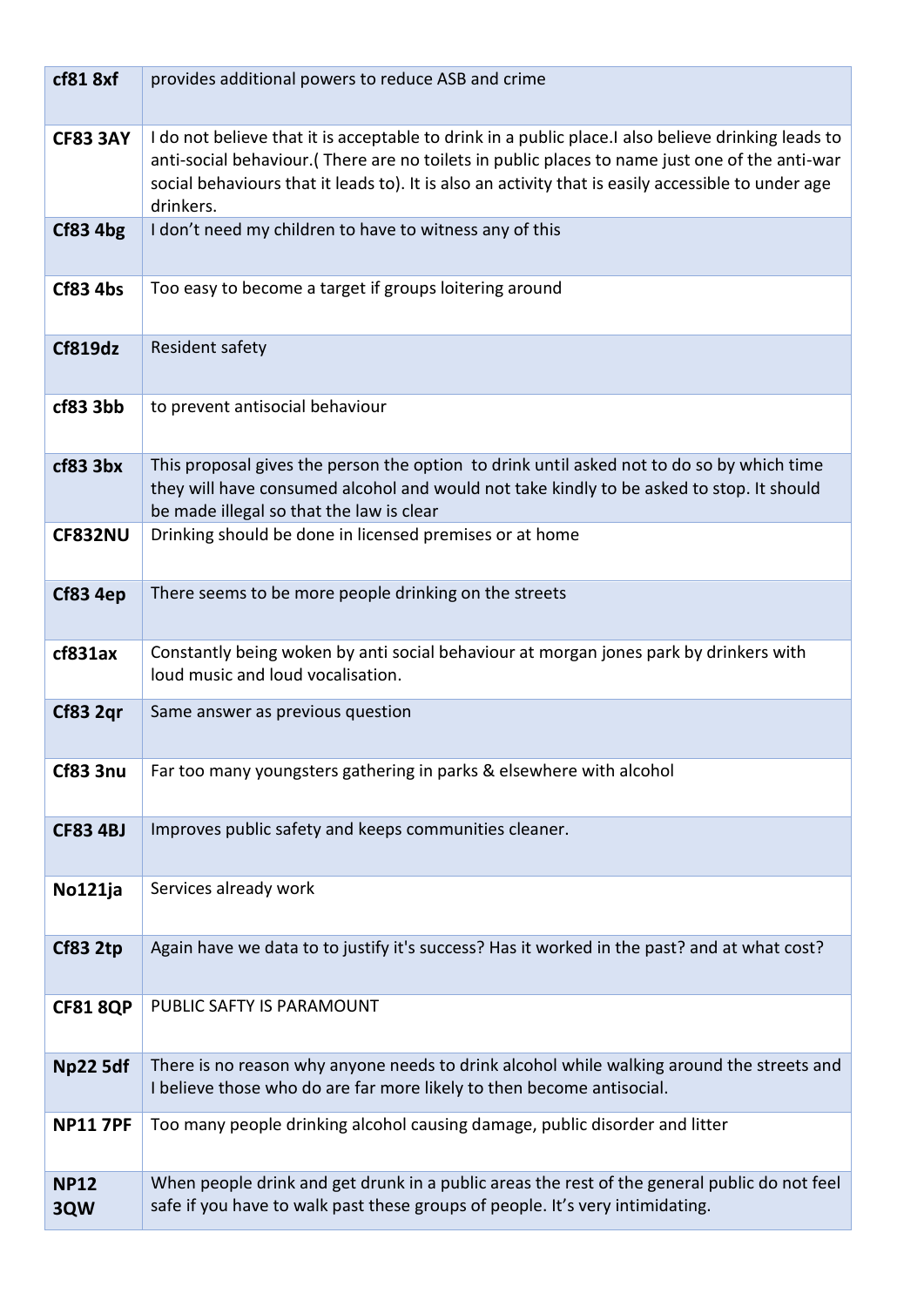| | |
|---|---|
| **cf81 8xf** | provides additional powers to reduce ASB and crime |
| **CF83 3AY** | I do not believe that it is acceptable to drink in a public place.I also believe drinking leads to anti-social behaviour.( There are no toilets in public places to name just one of the anti-war social behaviours that it leads to). It is also an activity that is easily accessible to under age drinkers. |
| **Cf83 4bg** | I don't need my children to have to witness any of this |
| **Cf83 4bs** | Too easy to become a target if groups loitering around |
| **Cf819dz** | Resident safety |
| **cf83 3bb** | to prevent antisocial behaviour |
| **cf83 3bx** | This proposal gives the person the option to drink until asked not to do so by which time they will have consumed alcohol and would not take kindly to be asked to stop. It should be made illegal so that the law is clear |
| **CF832NU** | Drinking should be done in licensed premises or at home |
| **Cf83 4ep** | There seems to be more people drinking on the streets |
| **cf831ax** | Constantly being woken by anti social behaviour at morgan jones park by drinkers with loud music and loud vocalisation. |
| **Cf83 2qr** | Same answer as previous question |
| **Cf83 3nu** | Far too many youngsters gathering in parks & elsewhere with alcohol |
| **CF83 4BJ** | Improves public safety and keeps communities cleaner. |
| **No121ja** | Services already work |
| **Cf83 2tp** | Again have we data to to justify it's success? Has it worked in the past? and at what cost? |
| **CF81 8QP** | PUBLIC SAFTY IS PARAMOUNT |
| **Np22 5df** | There is no reason why anyone needs to drink alcohol while walking around the streets and I believe those who do are far more likely to then become antisocial. |
| **NP11 7PF** | Too many people drinking alcohol causing damage, public disorder and litter |
| **NP12 3QW** | When people drink and get drunk in a public areas the rest of the general public do not feel safe if you have to walk past these groups of people. It's very intimidating. |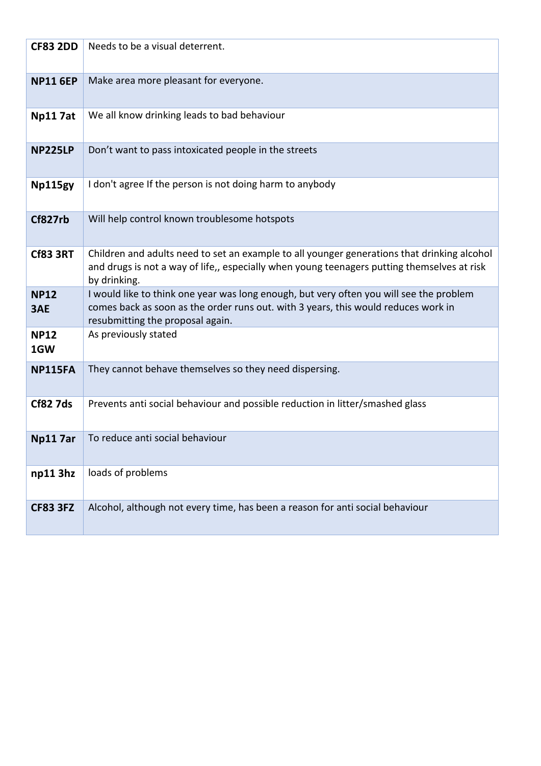| | |
|---|---|
| **CF83 2DD** | Needs to be a visual deterrent. |
| **NP11 6EP** | Make area more pleasant for everyone. |
| **Np11 7at** | We all know drinking leads to bad behaviour |
| **NP225LP** | Don’t want to pass intoxicated people in the streets |
| **Np115gy** | I don't agree If the person is not doing harm to anybody |
| **Cf827rb** | Will help control known troublesome hotspots |
| **Cf83 3RT** | Children and adults need to set an example to all younger generations that drinking alcohol and drugs is not a way of life,, especially when young teenagers putting themselves at risk by drinking. |
| **NP12 3AE** | I would like to think one year was long enough, but very often you will see the problem comes back as soon as the order runs out. with 3 years, this would reduces work in resubmitting the proposal again. |
| **NP12 1GW** | As previously stated |
| **NP115FA** | They cannot behave themselves so they need dispersing. |
| **Cf82 7ds** | Prevents anti social behaviour and possible reduction in litter/smashed glass |
| **Np11 7ar** | To reduce anti social behaviour |
| **np11 3hz** | loads of problems |
| **CF83 3FZ** | Alcohol, although not every time, has been a reason for anti social behaviour |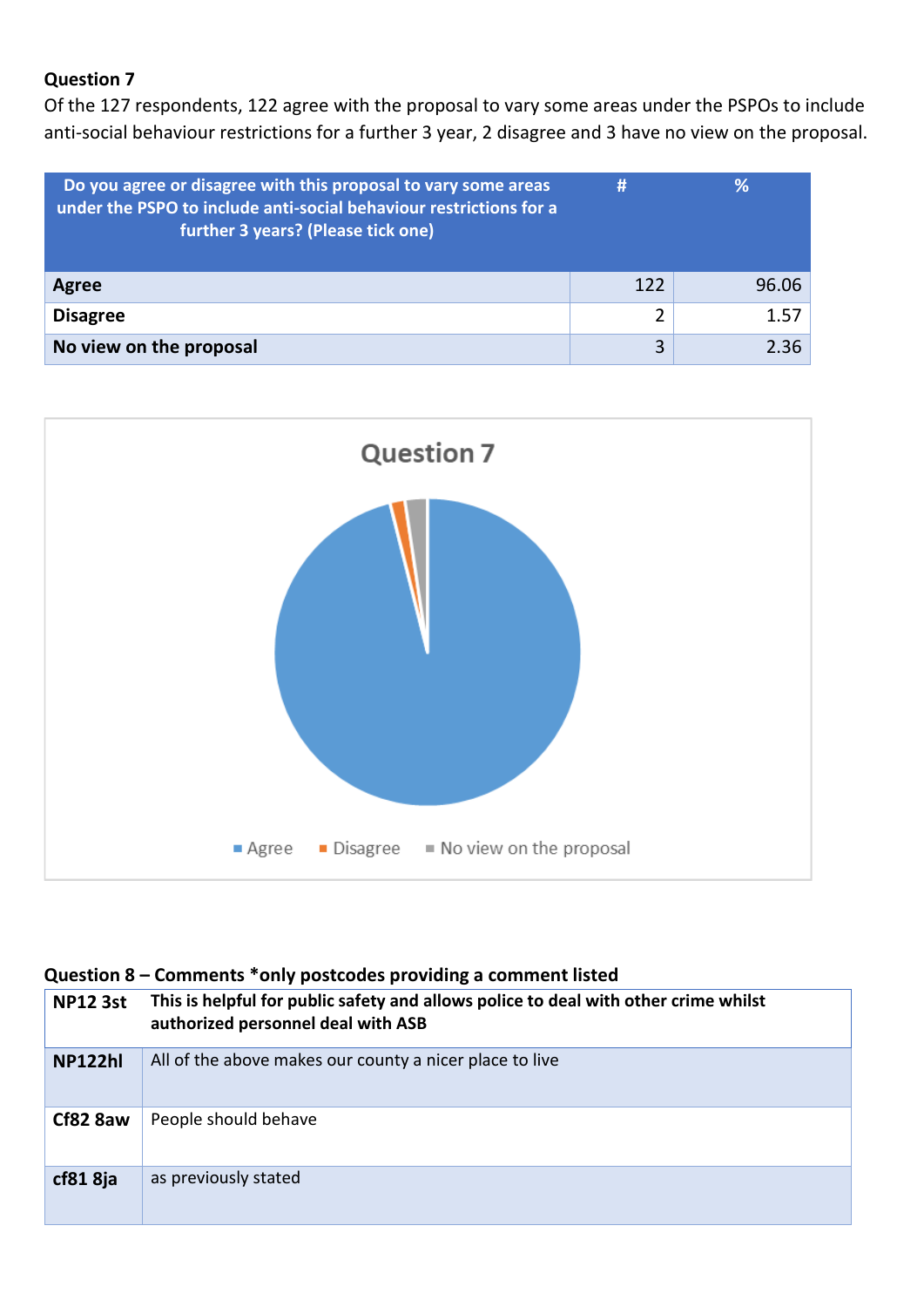**Question 7**

Of the 127 respondents, 122 agree with the proposal to vary some areas under the PSPOs to include anti-social behaviour restrictions for a further 3 year, 2 disagree and 3 have no view on the proposal.

| Do you agree or disagree with this proposal to vary some areas under the PSPO to include anti-social behaviour restrictions for a further 3 years? (Please tick one) | # | % |
|---|---|---|
| **Agree** | 122 | 96.06 |
| **Disagree** | 2 | 1.57 |
| **No view on the proposal** | 3 | 2.36 |

**Question 8 – Comments *only postcodes providing a comment listed**

| | |
|---|---|
| **NP12 3st** | **This is helpful for public safety and allows police to deal with other crime whilst authorized personnel deal with ASB** |
| **NP122hl** | All of the above makes our county a nicer place to live |
| **Cf82 8aw** | People should behave |
| **cf81 8ja** | as previously stated |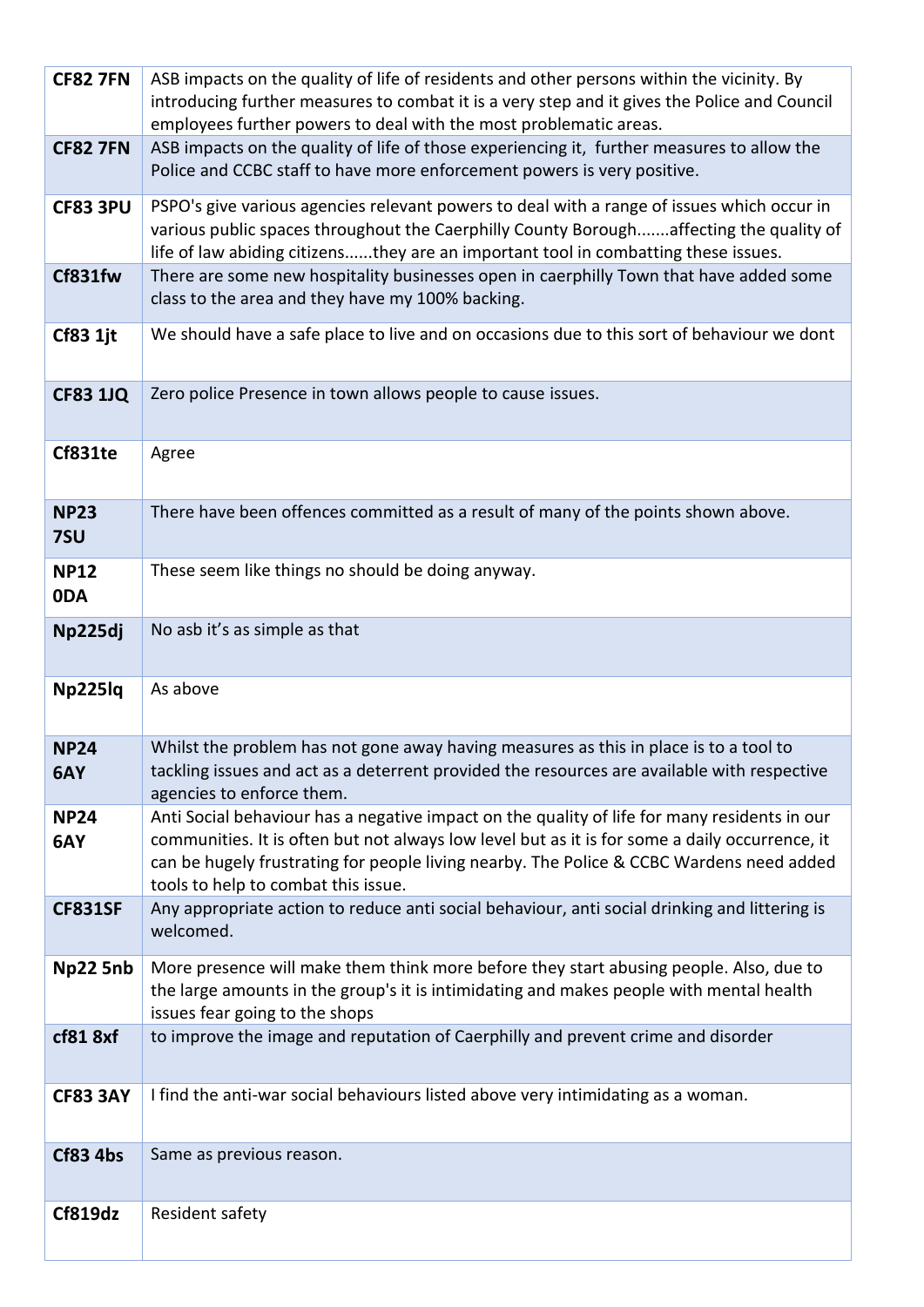| | |
|---|---|
| **CF82 7FN** | ASB impacts on the quality of life of residents and other persons within the vicinity. By introducing further measures to combat it is a very step and it gives the Police and Council employees further powers to deal with the most problematic areas. |
| **CF82 7FN** | ASB impacts on the quality of life of those experiencing it,  further measures to allow the Police and CCBC staff to have more enforcement powers is very positive. |
| **CF83 3PU** | PSPO's give various agencies relevant powers to deal with a range of issues which occur in various public spaces throughout the Caerphilly County Borough.......affecting the quality of life of law abiding citizens......they are an important tool in combatting these issues. |
| **Cf831fw** | There are some new hospitality businesses open in caerphilly Town that have added some class to the area and they have my 100% backing. |
| **Cf83 1jt** | We should have a safe place to live and on occasions due to this sort of behaviour we dont |
| **CF83 1JQ** | Zero police Presence in town allows people to cause issues. |
| **Cf831te** | Agree |
| **NP23 7SU** | There have been offences committed as a result of many of the points shown above. |
| **NP12 0DA** | These seem like things no should be doing anyway. |
| **Np225dj** | No asb it's as simple as that |
| **Np225lq** | As above |
| **NP24 6AY** | Whilst the problem has not gone away having measures as this in place is to a tool to tackling issues and act as a deterrent provided the resources are available with respective agencies to enforce them. |
| **NP24 6AY** | Anti Social behaviour has a negative impact on the quality of life for many residents in our communities. It is often but not always low level but as it is for some a daily occurrence, it can be hugely frustrating for people living nearby. The Police & CCBC Wardens need added tools to help to combat this issue. |
| **CF831SF** | Any appropriate action to reduce anti social behaviour, anti social drinking and littering is welcomed. |
| **Np22 5nb** | More presence will make them think more before they start abusing people. Also, due to the large amounts in the group's it is intimidating and makes people with mental health issues fear going to the shops |
| **cf81 8xf** | to improve the image and reputation of Caerphilly and prevent crime and disorder |
| **CF83 3AY** | I find the anti-war social behaviours listed above very intimidating as a woman. |
| **Cf83 4bs** | Same as previous reason. |
| **Cf819dz** | Resident safety |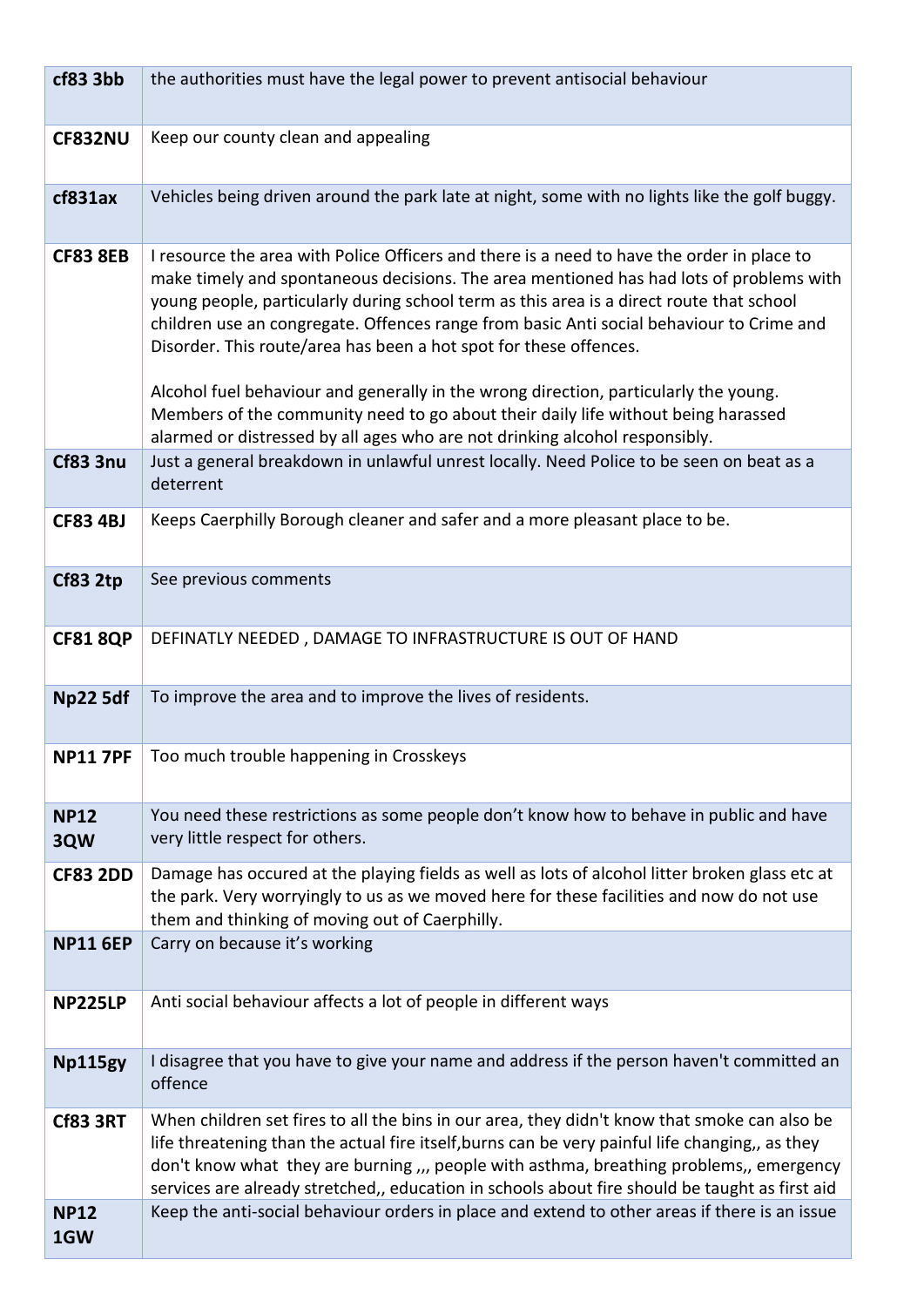| | |
|---|---|
| **cf83 3bb** | the authorities must have the legal power to prevent antisocial behaviour |
| **CF832NU** | Keep our county clean and appealing |
| **cf831ax** | Vehicles being driven around the park late at night, some with no lights like the golf buggy. |
| **CF83 8EB** | I resource the area with Police Officers and there is a need to have the order in place to make timely and spontaneous decisions. The area mentioned has had lots of problems with young people, particularly during school term as this area is a direct route that school children use an congregate. Offences range from basic Anti social behaviour to Crime and Disorder. This route/area has been a hot spot for these offences.<br><br>Alcohol fuel behaviour and generally in the wrong direction, particularly the young. Members of the community need to go about their daily life without being harassed alarmed or distressed by all ages who are not drinking alcohol responsibly. |
| **Cf83 3nu** | Just a general breakdown in unlawful unrest locally. Need Police to be seen on beat as a deterrent |
| **CF83 4BJ** | Keeps Caerphilly Borough cleaner and safer and a more pleasant place to be. |
| **Cf83 2tp** | See previous comments |
| **CF81 8QP** | DEFINATLY NEEDED , DAMAGE TO INFRASTRUCTURE IS OUT OF HAND |
| **Np22 5df** | To improve the area and to improve the lives of residents. |
| **NP11 7PF** | Too much trouble happening in Crosskeys |
| **NP12 3QW** | You need these restrictions as some people don't know how to behave in public and have very little respect for others. |
| **CF83 2DD** | Damage has occured at the playing fields as well as lots of alcohol litter broken glass etc at the park. Very worryingly to us as we moved here for these facilities and now do not use them and thinking of moving out of Caerphilly. |
| **NP11 6EP** | Carry on because it's working |
| **NP225LP** | Anti social behaviour affects a lot of people in different ways |
| **Np115gy** | I disagree that you have to give your name and address if the person haven't committed an offence |
| **Cf83 3RT** | When children set fires to all the bins in our area, they didn't know that smoke can also be life threatening than the actual fire itself,burns can be very painful life changing,, as they don't know what they are burning ,,, people with asthma, breathing problems,, emergency services are already stretched,, education in schools about fire should be taught as first aid |
| **NP12 1GW** | Keep the anti-social behaviour orders in place and extend to other areas if there is an issue |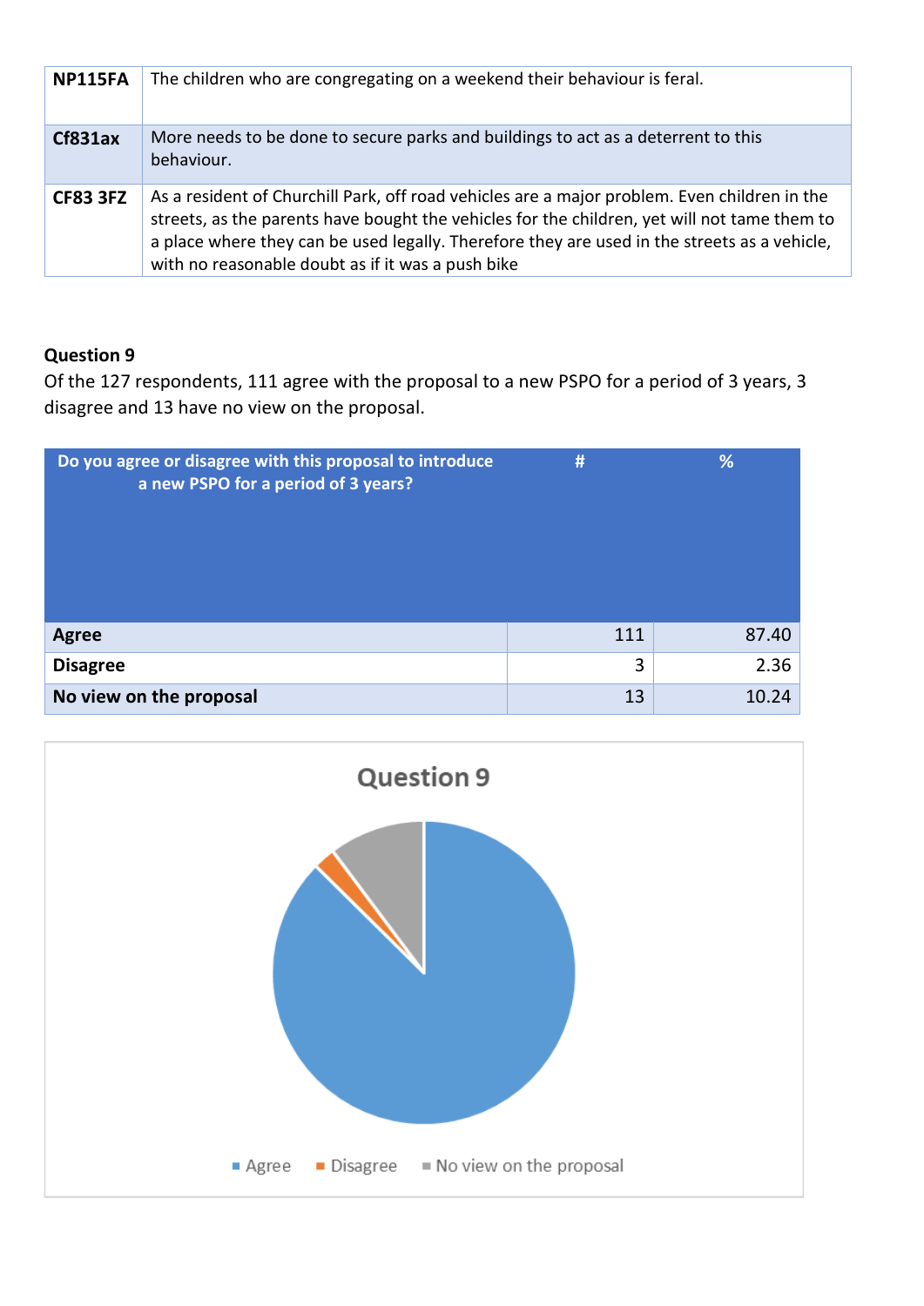| | |
|---|---|
| **NP115FA** | The children who are congregating on a weekend their behaviour is feral. |
| **Cf831ax** | More needs to be done to secure parks and buildings to act as a deterrent to this behaviour. |
| **CF83 3FZ** | As a resident of Churchill Park, off road vehicles are a major problem. Even children in the streets, as the parents have bought the vehicles for the children, yet will not tame them to a place where they can be used legally. Therefore they are used in the streets as a vehicle, with no reasonable doubt as if it was a push bike |

**Question 9**

Of the 127 respondents, 111 agree with the proposal to a new PSPO for a period of 3 years, 3 disagree and 13 have no view on the proposal.

| Do you agree or disagree with this proposal to introduce a new PSPO for a period of 3 years? | # | % |
|---|---|---|
| **Agree** | 111 | 87.40 |
| **Disagree** | 3 | 2.36 |
| **No view on the proposal** | 13 | 10.24 |

Question 9

Agree | Disagree | No view on the proposal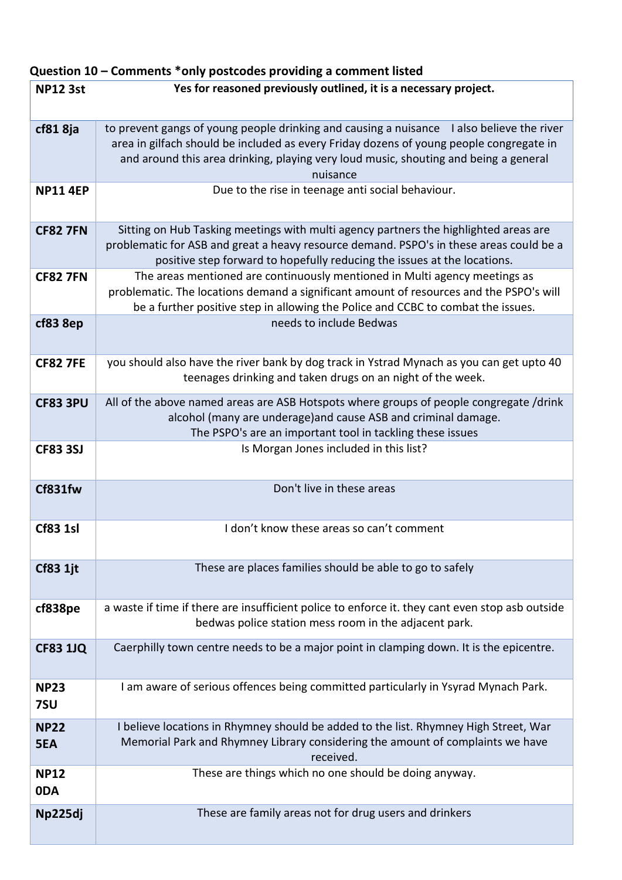## Question 10 – Comments *only postcodes providing a comment listed

| NP12 3st | Yes for reasoned previously outlined, it is a necessary project. |
|---|---|
| cf81 8ja | to prevent gangs of young people drinking and causing a nuisance I also believe the river area in gilfach should be included as every Friday dozens of young people congregate in and around this area drinking, playing very loud music, shouting and being a general nuisance |
| NP11 4EP | Due to the rise in teenage anti social behaviour. |
| CF82 7FN | Sitting on Hub Tasking meetings with multi agency partners the highlighted areas are problematic for ASB and great a heavy resource demand. PSPO's in these areas could be a positive step forward to hopefully reducing the issues at the locations. |
| CF82 7FN | The areas mentioned are continuously mentioned in Multi agency meetings as problematic. The locations demand a significant amount of resources and the PSPO's will be a further positive step in allowing the Police and CCBC to combat the issues. |
| cf83 8ep | needs to include Bedwas |
| CF82 7FE | you should also have the river bank by dog track in Ystrad Mynach as you can get upto 40 teenages drinking and taken drugs on an night of the week. |
| CF83 3PU | All of the above named areas are ASB Hotspots where groups of people congregate /drink alcohol (many are underage)and cause ASB and criminal damage. The PSPO's are an important tool in tackling these issues |
| CF83 3SJ | Is Morgan Jones included in this list? |
| Cf831fw | Don't live in these areas |
| Cf83 1sl | I don't know these areas so can't comment |
| Cf83 1jt | These are places families should be able to go to safely |
| cf838pe | a waste if time if there are insufficient police to enforce it. they cant even stop asb outside bedwas police station mess room in the adjacent park. |
| CF83 1JQ | Caerphilly town centre needs to be a major point in clamping down. It is the epicentre. |
| NP23 7SU | I am aware of serious offences being committed particularly in Ysyrad Mynach Park. |
| NP22 5EA | I believe locations in Rhymney should be added to the list. Rhymney High Street, War Memorial Park and Rhymney Library considering the amount of complaints we have received. |
| NP12 0DA | These are things which no one should be doing anyway. |
| Np225dj | These are family areas not for drug users and drinkers |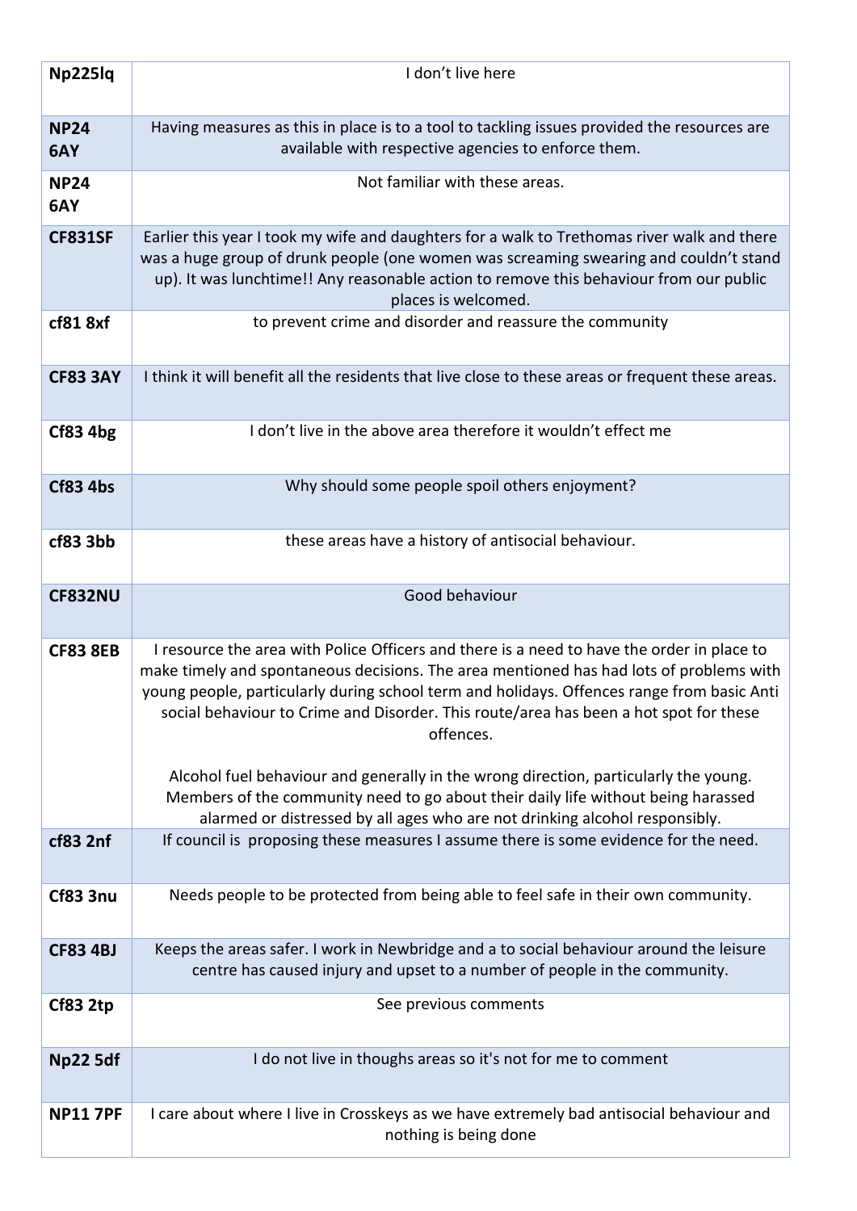| | |
|---|---|
| Np225lq | I don't live here |
| NP24 6AY | Having measures as this in place is to a tool to tackling issues provided the resources are available with respective agencies to enforce them. |
| NP24 6AY | Not familiar with these areas. |
| CF831SF | Earlier this year I took my wife and daughters for a walk to Trethomas river walk and there was a huge group of drunk people (one women was screaming swearing and couldn't stand up). It was lunchtime!! Any reasonable action to remove this behaviour from our public places is welcomed. |
| cf81 8xf | to prevent crime and disorder and reassure the community |
| CF83 3AY | I think it will benefit all the residents that live close to these areas or frequent these areas. |
| Cf83 4bg | I don't live in the above area therefore it wouldn't effect me |
| Cf83 4bs | Why should some people spoil others enjoyment? |
| cf83 3bb | these areas have a history of antisocial behaviour. |
| CF832NU | Good behaviour |
| CF83 8EB | I resource the area with Police Officers and there is a need to have the order in place to make timely and spontaneous decisions. The area mentioned has had lots of problems with young people, particularly during school term and holidays. Offences range from basic Anti social behaviour to Crime and Disorder. This route/area has been a hot spot for these offences.<br><br>Alcohol fuel behaviour and generally in the wrong direction, particularly the young. Members of the community need to go about their daily life without being harassed alarmed or distressed by all ages who are not drinking alcohol responsibly. |
| cf83 2nf | If council is proposing these measures I assume there is some evidence for the need. |
| Cf83 3nu | Needs people to be protected from being able to feel safe in their own community. |
| CF83 4BJ | Keeps the areas safer. I work in Newbridge and a to social behaviour around the leisure centre has caused injury and upset to a number of people in the community. |
| Cf83 2tp | See previous comments |
| Np22 5df | I do not live in thoughs areas so it's not for me to comment |
| NP11 7PF | I care about where I live in Crosskeys as we have extremely bad antisocial behaviour and nothing is being done |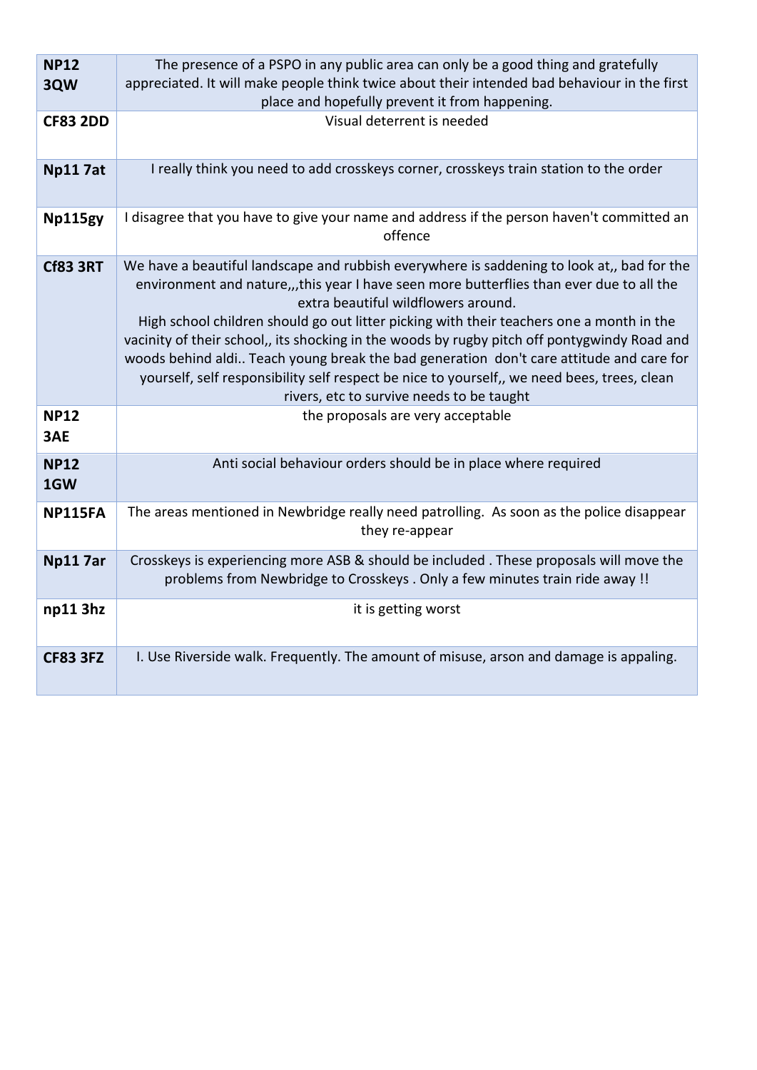| | |
|---|---|
| **NP12 3QW** | The presence of a PSPO in any public area can only be a good thing and gratefully appreciated. It will make people think twice about their intended bad behaviour in the first place and hopefully prevent it from happening. |
| **CF83 2DD** | Visual deterrent is needed |
| **Np11 7at** | I really think you need to add crosskeys corner, crosskeys train station to the order |
| **Np115gy** | I disagree that you have to give your name and address if the person haven't committed an offence |
| **Cf83 3RT** | We have a beautiful landscape and rubbish everywhere is saddening to look at,, bad for the environment and nature,,,this year I have seen more butterflies than ever due to all the extra beautiful wildflowers around.<br>High school children should go out litter picking with their teachers one a month in the vacinity of their school,, its shocking in the woods by rugby pitch off pontygwindy Road and woods behind aldi.. Teach young break the bad generation don't care attitude and care for yourself, self responsibility self respect be nice to yourself,, we need bees, trees, clean rivers, etc to survive needs to be taught |
| **NP12 3AE** | the proposals are very acceptable |
| **NP12 1GW** | Anti social behaviour orders should be in place where required |
| **NP115FA** | The areas mentioned in Newbridge really need patrolling. As soon as the police disappear they re-appear |
| **Np11 7ar** | Crosskeys is experiencing more ASB & should be included . These proposals will move the problems from Newbridge to Crosskeys . Only a few minutes train ride away !! |
| **np11 3hz** | it is getting worst |
| **CF83 3FZ** | I. Use Riverside walk. Frequently. The amount of misuse, arson and damage is appaling. |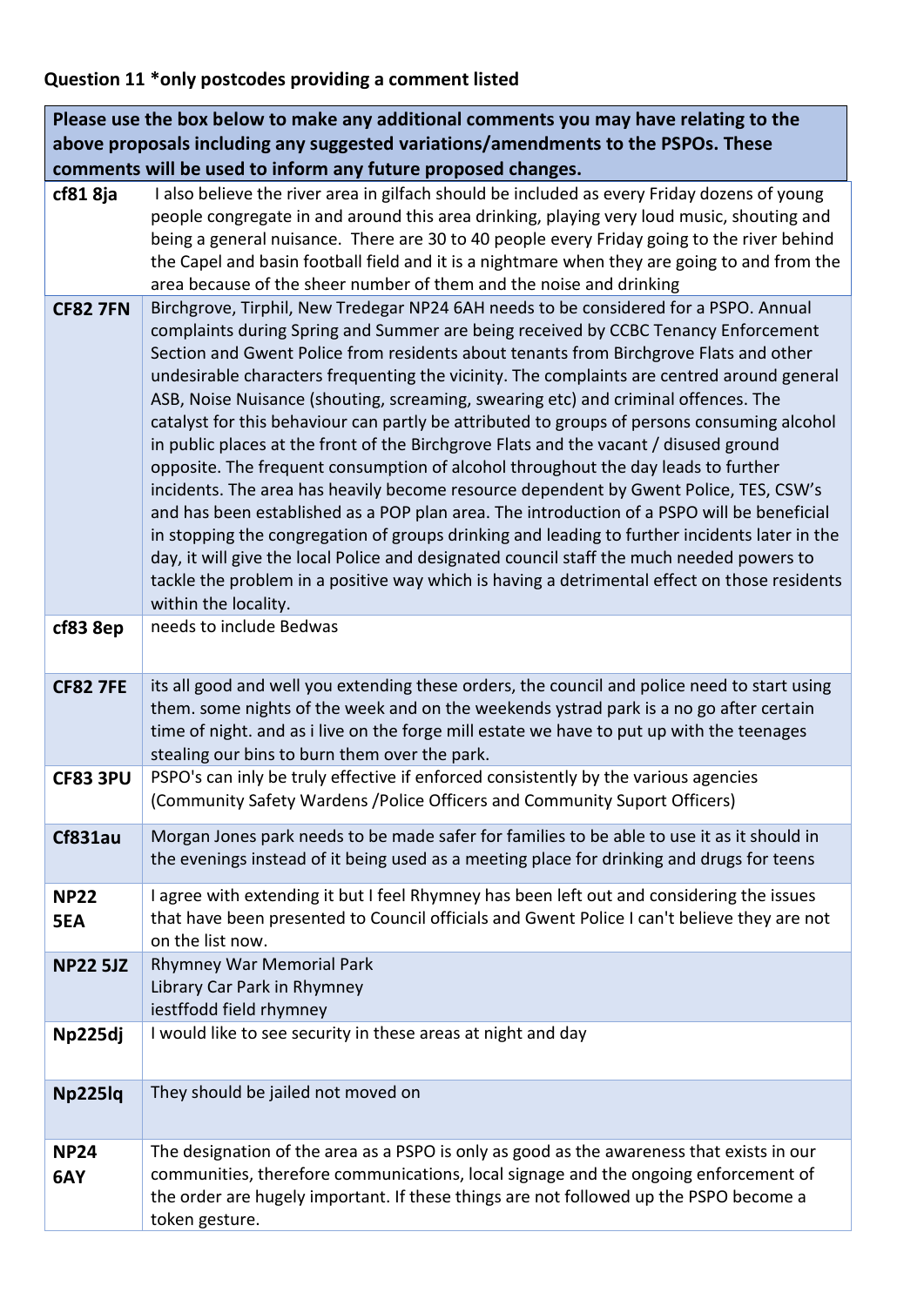**Question 11 *only postcodes providing a comment listed**

| Please use the box below to make any additional comments you may have relating to the above proposals including any suggested variations/amendments to the PSPOs. These comments will be used to inform any future proposed changes. | |
|---|---|
| cf81 8ja | I also believe the river area in gilfach should be included as every Friday dozens of young people congregate in and around this area drinking, playing very loud music, shouting and being a general nuisance. There are 30 to 40 people every Friday going to the river behind the Capel and basin football field and it is a nightmare when they are going to and from the area because of the sheer number of them and the noise and drinking |
| CF82 7FN | Birchgrove, Tirphil, New Tredegar NP24 6AH needs to be considered for a PSPO. Annual complaints during Spring and Summer are being received by CCBC Tenancy Enforcement Section and Gwent Police from residents about tenants from Birchgrove Flats and other undesirable characters frequenting the vicinity. The complaints are centred around general ASB, Noise Nuisance (shouting, screaming, swearing etc) and criminal offences. The catalyst for this behaviour can partly be attributed to groups of persons consuming alcohol in public places at the front of the Birchgrove Flats and the vacant / disused ground opposite. The frequent consumption of alcohol throughout the day leads to further incidents. The area has heavily become resource dependent by Gwent Police, TES, CSW's and has been established as a POP plan area. The introduction of a PSPO will be beneficial in stopping the congregation of groups drinking and leading to further incidents later in the day, it will give the local Police and designated council staff the much needed powers to tackle the problem in a positive way which is having a detrimental effect on those residents within the locality. |
| cf83 8ep | needs to include Bedwas |
| CF82 7FE | its all good and well you extending these orders, the council and police need to start using them. some nights of the week and on the weekends ystrad park is a no go after certain time of night. and as i live on the forge mill estate we have to put up with the teenages stealing our bins to burn them over the park. |
| CF83 3PU | PSPO's can inly be truly effective if enforced consistently by the various agencies (Community Safety Wardens /Police Officers and Community Suport Officers) |
| Cf831au | Morgan Jones park needs to be made safer for families to be able to use it as it should in the evenings instead of it being used as a meeting place for drinking and drugs for teens |
| NP22 5EA | I agree with extending it but I feel Rhymney has been left out and considering the issues that have been presented to Council officials and Gwent Police I can't believe they are not on the list now. |
| NP22 5JZ | Rhymney War Memorial Park<br>Library Car Park in Rhymney<br>iestffodd field rhymney |
| Np225dj | I would like to see security in these areas at night and day |
| Np225lq | They should be jailed not moved on |
| NP24 6AY | The designation of the area as a PSPO is only as good as the awareness that exists in our communities, therefore communications, local signage and the ongoing enforcement of the order are hugely important. If these things are not followed up the PSPO become a token gesture. |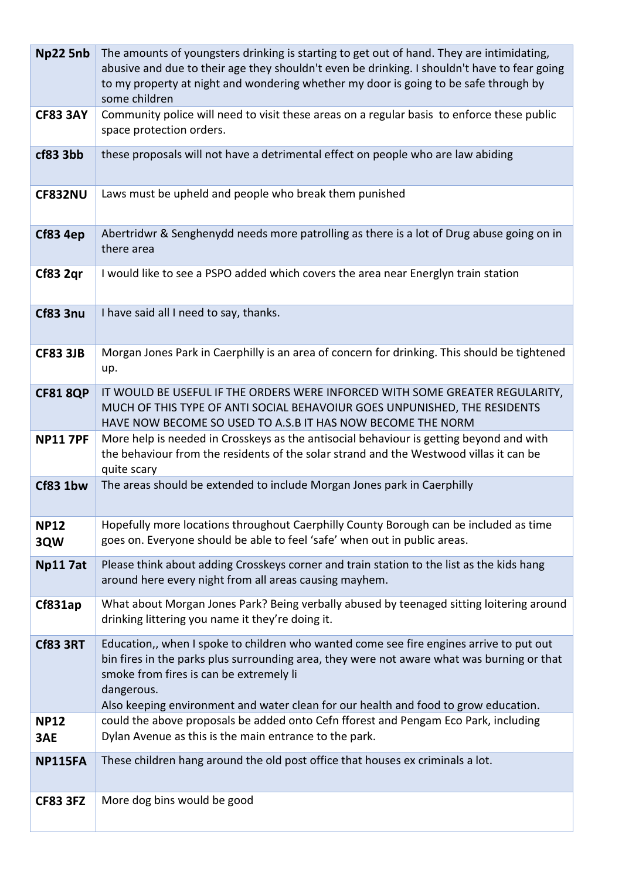| | |
|---|---|
| **Np22 5nb** | The amounts of youngsters drinking is starting to get out of hand. They are intimidating, abusive and due to their age they shouldn't even be drinking. I shouldn't have to fear going to my property at night and wondering whether my door is going to be safe through by some children |
| **CF83 3AY** | Community police will need to visit these areas on a regular basis to enforce these public space protection orders. |
| **cf83 3bb** | these proposals will not have a detrimental effect on people who are law abiding |
| **CF832NU** | Laws must be upheld and people who break them punished |
| **Cf83 4ep** | Abertridwr & Senghenydd needs more patrolling as there is a lot of Drug abuse going on in there area |
| **Cf83 2qr** | I would like to see a PSPO added which covers the area near Energlyn train station |
| **Cf83 3nu** | I have said all I need to say, thanks. |
| **CF83 3JB** | Morgan Jones Park in Caerphilly is an area of concern for drinking. This should be tightened up. |
| **CF81 8QP** | IT WOULD BE USEFUL IF THE ORDERS WERE INFORCED WITH SOME GREATER REGULARITY, MUCH OF THIS TYPE OF ANTI SOCIAL BEHAVOIUR GOES UNPUNISHED, THE RESIDENTS HAVE NOW BECOME SO USED TO A.S.B IT HAS NOW BECOME THE NORM |
| **NP11 7PF** | More help is needed in Crosskeys as the antisocial behaviour is getting beyond and with the behaviour from the residents of the solar strand and the Westwood villas it can be quite scary |
| **Cf83 1bw** | The areas should be extended to include Morgan Jones park in Caerphilly |
| **NP12 3QW** | Hopefully more locations throughout Caerphilly County Borough can be included as time goes on. Everyone should be able to feel 'safe' when out in public areas. |
| **Np11 7at** | Please think about adding Crosskeys corner and train station to the list as the kids hang around here every night from all areas causing mayhem. |
| **Cf831ap** | What about Morgan Jones Park? Being verbally abused by teenaged sitting loitering around drinking littering you name it they're doing it. |
| **Cf83 3RT** | Education,, when I spoke to children who wanted come see fire engines arrive to put out bin fires in the parks plus surrounding area, they were not aware what was burning or that smoke from fires is can be extremely li dangerous. Also keeping environment and water clean for our health and food to grow education. |
| **NP12 3AE** | could the above proposals be added onto Cefn fforest and Pengam Eco Park, including Dylan Avenue as this is the main entrance to the park. |
| **NP115FA** | These children hang around the old post office that houses ex criminals a lot. |
| **CF83 3FZ** | More dog bins would be good |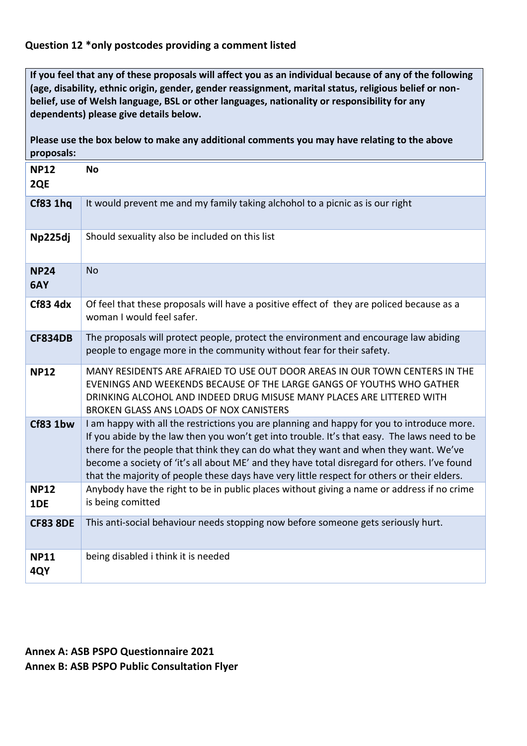**Question 12 *only postcodes providing a comment listed**

| **If you feel that any of these proposals will affect you as an individual because of any of the following (age, disability, ethnic origin, gender, gender reassignment, marital status, religious belief or non-belief, use of Welsh language, BSL or other languages, nationality or responsibility for any dependents) please give details below.<br><br>Please use the box below to make any additional comments you may have relating to the above proposals:** | |
|---|---|
| **NP12 2QE** | **No** |
| **Cf83 1hq** | It would prevent me and my family taking alchohol to a picnic as is our right |
| **Np225dj** | Should sexuality also be included on this list |
| **NP24 6AY** | No |
| **Cf83 4dx** | Of feel that these proposals will have a positive effect of they are policed because as a woman I would feel safer. |
| **CF834DB** | The proposals will protect people, protect the environment and encourage law abiding people to engage more in the community without fear for their safety. |
| **NP12** | MANY RESIDENTS ARE AFRAIED TO USE OUT DOOR AREAS IN OUR TOWN CENTERS IN THE EVENINGS AND WEEKENDS BECAUSE OF THE LARGE GANGS OF YOUTHS WHO GATHER DRINKING ALCOHOL AND INDEED DRUG MISUSE MANY PLACES ARE LITTERED WITH BROKEN GLASS ANS LOADS OF NOX CANISTERS |
| **Cf83 1bw** | I am happy with all the restrictions you are planning and happy for you to introduce more. If you abide by the law then you won't get into trouble. It's that easy. The laws need to be there for the people that think they can do what they want and when they want. We've become a society of 'it's all about ME' and they have total disregard for others. I've found that the majority of people these days have very little respect for others or their elders. |
| **NP12 1DE** | Anybody have the right to be in public places without giving a name or address if no crime is being comitted |
| **CF83 8DE** | This anti-social behaviour needs stopping now before someone gets seriously hurt. |
| **NP11 4QY** | being disabled i think it is needed |

**Annex A: ASB PSPO Questionnaire 2021**
**Annex B: ASB PSPO Public Consultation Flyer**